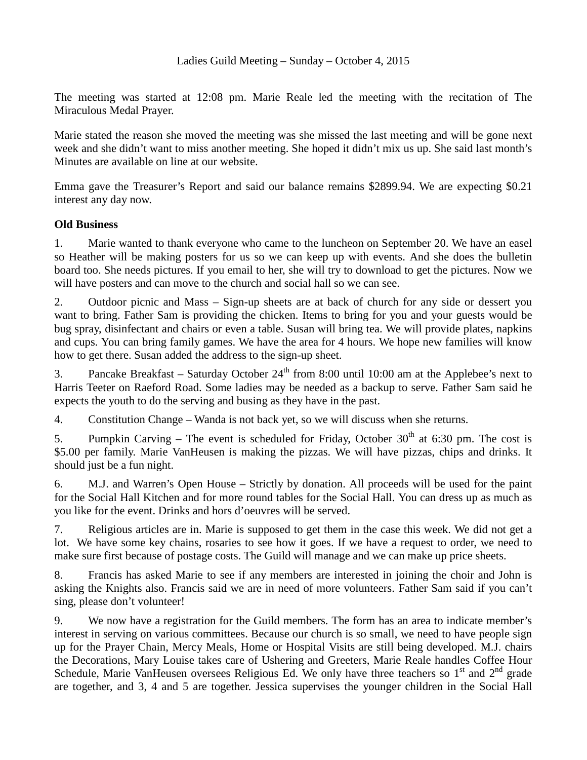Ladies Guild Meeting – Sunday – October 4, 2015

The meeting was started at 12:08 pm. Marie Reale led the meeting with the recitation of The Miraculous Medal Prayer.

Marie stated the reason she moved the meeting was she missed the last meeting and will be gone next week and she didn't want to miss another meeting. She hoped it didn't mix us up. She said last month's Minutes are available on line at our website.

Emma gave the Treasurer's Report and said our balance remains $2899.94. We are expecting $0.21 interest any day now.

**Old Business**

1. Marie wanted to thank everyone who came to the luncheon on September 20. We have an easel so Heather will be making posters for us so we can keep up with events. And she does the bulletin board too. She needs pictures. If you email to her, she will try to download to get the pictures. Now we will have posters and can move to the church and social hall so we can see.

2. Outdoor picnic and Mass – Sign-up sheets are at back of church for any side or dessert you want to bring. Father Sam is providing the chicken. Items to bring for you and your guests would be bug spray, disinfectant and chairs or even a table. Susan will bring tea. We will provide plates, napkins and cups. You can bring family games. We have the area for 4 hours. We hope new families will know how to get there. Susan added the address to the sign-up sheet.

3. Pancake Breakfast – Saturday October 24th from 8:00 until 10:00 am at the Applebee's next to Harris Teeter on Raeford Road. Some ladies may be needed as a backup to serve. Father Sam said he expects the youth to do the serving and busing as they have in the past.

4. Constitution Change – Wanda is not back yet, so we will discuss when she returns.

5. Pumpkin Carving – The event is scheduled for Friday, October 30th at 6:30 pm. The cost is $5.00 per family. Marie VanHeusen is making the pizzas. We will have pizzas, chips and drinks. It should just be a fun night.

6. M.J. and Warren's Open House – Strictly by donation. All proceeds will be used for the paint for the Social Hall Kitchen and for more round tables for the Social Hall. You can dress up as much as you like for the event. Drinks and hors d'oeuvres will be served.

7. Religious articles are in. Marie is supposed to get them in the case this week. We did not get a lot. We have some key chains, rosaries to see how it goes. If we have a request to order, we need to make sure first because of postage costs. The Guild will manage and we can make up price sheets.

8. Francis has asked Marie to see if any members are interested in joining the choir and John is asking the Knights also. Francis said we are in need of more volunteers. Father Sam said if you can't sing, please don't volunteer!

9. We now have a registration for the Guild members. The form has an area to indicate member's interest in serving on various committees. Because our church is so small, we need to have people sign up for the Prayer Chain, Mercy Meals, Home or Hospital Visits are still being developed. M.J. chairs the Decorations, Mary Louise takes care of Ushering and Greeters, Marie Reale handles Coffee Hour Schedule, Marie VanHeusen oversees Religious Ed. We only have three teachers so 1st and 2nd grade are together, and 3, 4 and 5 are together. Jessica supervises the younger children in the Social Hall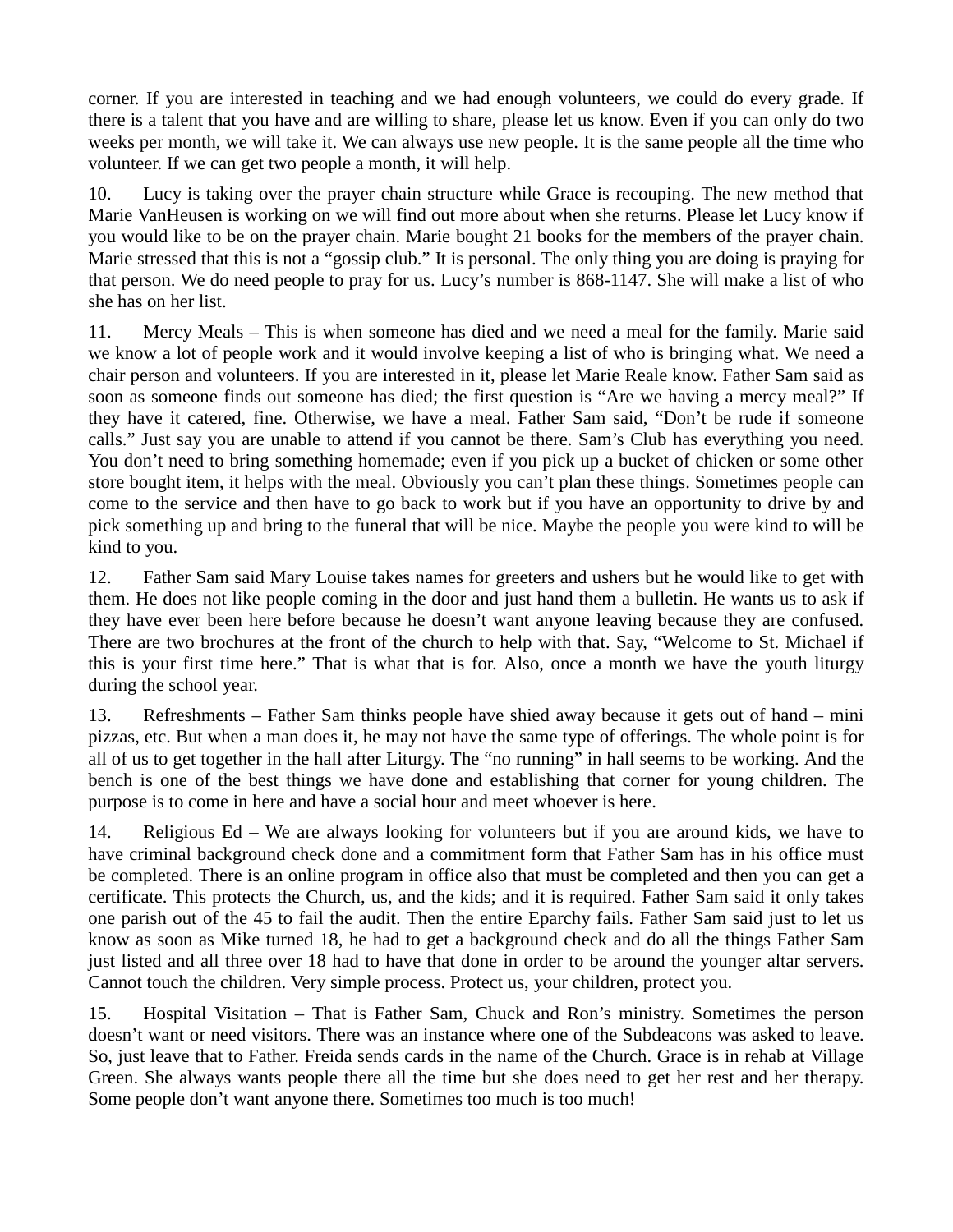corner. If you are interested in teaching and we had enough volunteers, we could do every grade. If there is a talent that you have and are willing to share, please let us know. Even if you can only do two weeks per month, we will take it. We can always use new people. It is the same people all the time who volunteer. If we can get two people a month, it will help.

10. Lucy is taking over the prayer chain structure while Grace is recouping. The new method that Marie VanHeusen is working on we will find out more about when she returns. Please let Lucy know if you would like to be on the prayer chain. Marie bought 21 books for the members of the prayer chain. Marie stressed that this is not a "gossip club." It is personal. The only thing you are doing is praying for that person. We do need people to pray for us. Lucy's number is 868-1147. She will make a list of who she has on her list.

11. Mercy Meals – This is when someone has died and we need a meal for the family. Marie said we know a lot of people work and it would involve keeping a list of who is bringing what. We need a chair person and volunteers. If you are interested in it, please let Marie Reale know. Father Sam said as soon as someone finds out someone has died; the first question is "Are we having a mercy meal?" If they have it catered, fine. Otherwise, we have a meal. Father Sam said, "Don't be rude if someone calls." Just say you are unable to attend if you cannot be there. Sam's Club has everything you need. You don't need to bring something homemade; even if you pick up a bucket of chicken or some other store bought item, it helps with the meal. Obviously you can't plan these things. Sometimes people can come to the service and then have to go back to work but if you have an opportunity to drive by and pick something up and bring to the funeral that will be nice. Maybe the people you were kind to will be kind to you.

12. Father Sam said Mary Louise takes names for greeters and ushers but he would like to get with them. He does not like people coming in the door and just hand them a bulletin. He wants us to ask if they have ever been here before because he doesn't want anyone leaving because they are confused. There are two brochures at the front of the church to help with that. Say, "Welcome to St. Michael if this is your first time here." That is what that is for. Also, once a month we have the youth liturgy during the school year.

13. Refreshments – Father Sam thinks people have shied away because it gets out of hand – mini pizzas, etc. But when a man does it, he may not have the same type of offerings. The whole point is for all of us to get together in the hall after Liturgy. The "no running" in hall seems to be working. And the bench is one of the best things we have done and establishing that corner for young children. The purpose is to come in here and have a social hour and meet whoever is here.

14. Religious Ed – We are always looking for volunteers but if you are around kids, we have to have criminal background check done and a commitment form that Father Sam has in his office must be completed. There is an online program in office also that must be completed and then you can get a certificate. This protects the Church, us, and the kids; and it is required. Father Sam said it only takes one parish out of the 45 to fail the audit. Then the entire Eparchy fails. Father Sam said just to let us know as soon as Mike turned 18, he had to get a background check and do all the things Father Sam just listed and all three over 18 had to have that done in order to be around the younger altar servers. Cannot touch the children. Very simple process. Protect us, your children, protect you.

15. Hospital Visitation – That is Father Sam, Chuck and Ron's ministry. Sometimes the person doesn't want or need visitors. There was an instance where one of the Subdeacons was asked to leave. So, just leave that to Father. Freida sends cards in the name of the Church. Grace is in rehab at Village Green. She always wants people there all the time but she does need to get her rest and her therapy. Some people don't want anyone there. Sometimes too much is too much!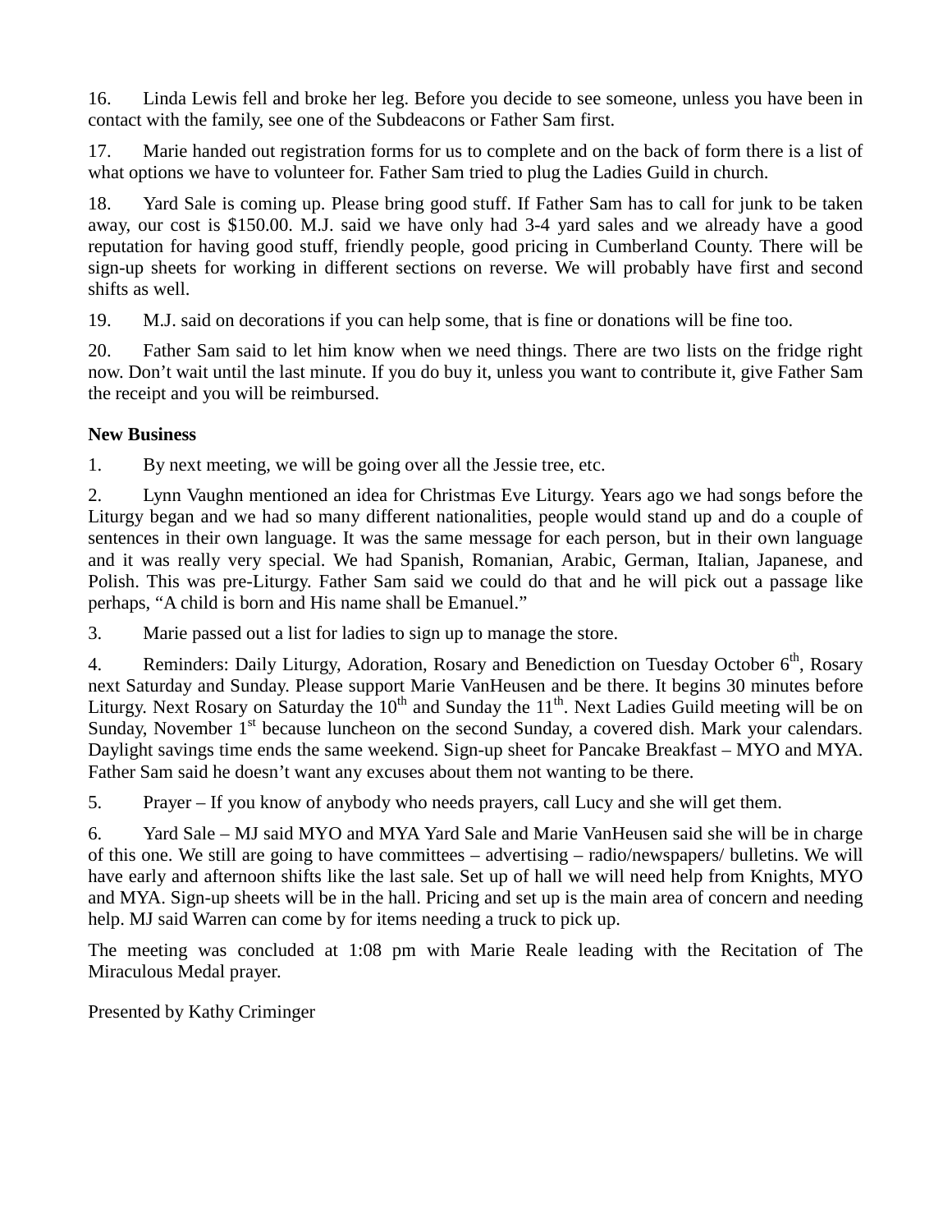16. Linda Lewis fell and broke her leg. Before you decide to see someone, unless you have been in contact with the family, see one of the Subdeacons or Father Sam first.

17. Marie handed out registration forms for us to complete and on the back of form there is a list of what options we have to volunteer for. Father Sam tried to plug the Ladies Guild in church.

18. Yard Sale is coming up. Please bring good stuff. If Father Sam has to call for junk to be taken away, our cost is $150.00. M.J. said we have only had 3-4 yard sales and we already have a good reputation for having good stuff, friendly people, good pricing in Cumberland County. There will be sign-up sheets for working in different sections on reverse. We will probably have first and second shifts as well.

19. M.J. said on decorations if you can help some, that is fine or donations will be fine too.

20. Father Sam said to let him know when we need things. There are two lists on the fridge right now. Don't wait until the last minute. If you do buy it, unless you want to contribute it, give Father Sam the receipt and you will be reimbursed.

**New Business**

1. By next meeting, we will be going over all the Jessie tree, etc.

2. Lynn Vaughn mentioned an idea for Christmas Eve Liturgy. Years ago we had songs before the Liturgy began and we had so many different nationalities, people would stand up and do a couple of sentences in their own language. It was the same message for each person, but in their own language and it was really very special. We had Spanish, Romanian, Arabic, German, Italian, Japanese, and Polish. This was pre-Liturgy. Father Sam said we could do that and he will pick out a passage like perhaps, "A child is born and His name shall be Emanuel."

3. Marie passed out a list for ladies to sign up to manage the store.

4. Reminders: Daily Liturgy, Adoration, Rosary and Benediction on Tuesday October 6th, Rosary next Saturday and Sunday. Please support Marie VanHeusen and be there. It begins 30 minutes before Liturgy. Next Rosary on Saturday the 10th and Sunday the 11th. Next Ladies Guild meeting will be on Sunday, November 1st because luncheon on the second Sunday, a covered dish. Mark your calendars. Daylight savings time ends the same weekend. Sign-up sheet for Pancake Breakfast – MYO and MYA. Father Sam said he doesn't want any excuses about them not wanting to be there.

5. Prayer – If you know of anybody who needs prayers, call Lucy and she will get them.

6. Yard Sale – MJ said MYO and MYA Yard Sale and Marie VanHeusen said she will be in charge of this one. We still are going to have committees – advertising – radio/newspapers/ bulletins. We will have early and afternoon shifts like the last sale. Set up of hall we will need help from Knights, MYO and MYA. Sign-up sheets will be in the hall. Pricing and set up is the main area of concern and needing help. MJ said Warren can come by for items needing a truck to pick up.

The meeting was concluded at 1:08 pm with Marie Reale leading with the Recitation of The Miraculous Medal prayer.

Presented by Kathy Criminger